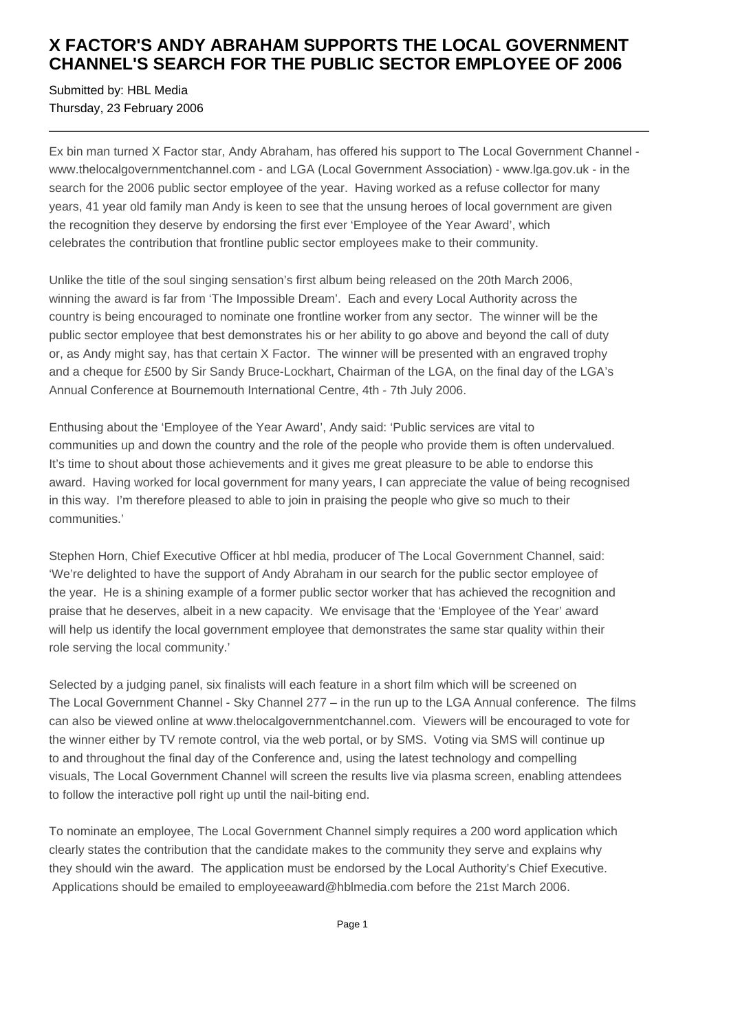# X FACTOR'S ANDY ABRAHAM SUPPORTS THE LOCAL GOVERNMENT CHANNEL'S SEARCH FOR THE PUBLIC SECTOR EMPLOYEE OF 2006

Submitted by: HBL Media
Thursday, 23 February 2006

---

Ex bin man turned X Factor star, Andy Abraham, has offered his support to The Local Government Channel - www.thelocalgovernmentchannel.com - and LGA (Local Government Association) - www.lga.gov.uk - in the search for the 2006 public sector employee of the year. Having worked as a refuse collector for many years, 41 year old family man Andy is keen to see that the unsung heroes of local government are given the recognition they deserve by endorsing the first ever 'Employee of the Year Award', which celebrates the contribution that frontline public sector employees make to their community.

Unlike the title of the soul singing sensation's first album being released on the 20th March 2006, winning the award is far from 'The Impossible Dream'. Each and every Local Authority across the country is being encouraged to nominate one frontline worker from any sector. The winner will be the public sector employee that best demonstrates his or her ability to go above and beyond the call of duty or, as Andy might say, has that certain X Factor. The winner will be presented with an engraved trophy and a cheque for £500 by Sir Sandy Bruce-Lockhart, Chairman of the LGA, on the final day of the LGA's Annual Conference at Bournemouth International Centre, 4th - 7th July 2006.

Enthusing about the 'Employee of the Year Award', Andy said: 'Public services are vital to communities up and down the country and the role of the people who provide them is often undervalued. It's time to shout about those achievements and it gives me great pleasure to be able to endorse this award. Having worked for local government for many years, I can appreciate the value of being recognised in this way. I'm therefore pleased to able to join in praising the people who give so much to their communities.'

Stephen Horn, Chief Executive Officer at hbl media, producer of The Local Government Channel, said: 'We're delighted to have the support of Andy Abraham in our search for the public sector employee of the year. He is a shining example of a former public sector worker that has achieved the recognition and praise that he deserves, albeit in a new capacity. We envisage that the 'Employee of the Year' award will help us identify the local government employee that demonstrates the same star quality within their role serving the local community.'

Selected by a judging panel, six finalists will each feature in a short film which will be screened on The Local Government Channel - Sky Channel 277 – in the run up to the LGA Annual conference. The films can also be viewed online at www.thelocalgovernmentchannel.com. Viewers will be encouraged to vote for the winner either by TV remote control, via the web portal, or by SMS. Voting via SMS will continue up to and throughout the final day of the Conference and, using the latest technology and compelling visuals, The Local Government Channel will screen the results live via plasma screen, enabling attendees to follow the interactive poll right up until the nail-biting end.

To nominate an employee, The Local Government Channel simply requires a 200 word application which clearly states the contribution that the candidate makes to the community they serve and explains why they should win the award. The application must be endorsed by the Local Authority's Chief Executive. Applications should be emailed to employeeaward@hblmedia.com before the 21st March 2006.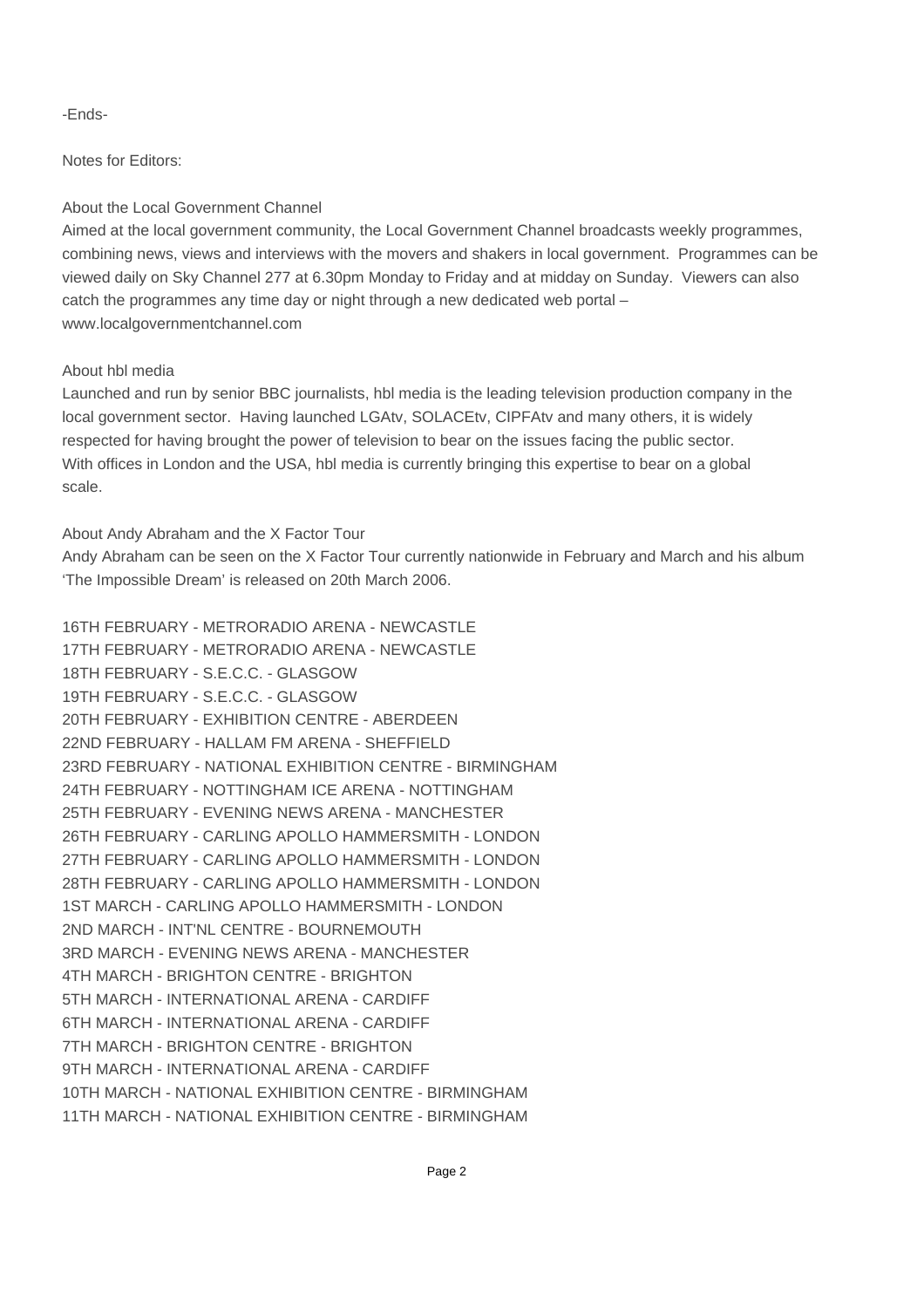-Ends-

Notes for Editors:

About the Local Government Channel

Aimed at the local government community, the Local Government Channel broadcasts weekly programmes, combining news, views and interviews with the movers and shakers in local government. Programmes can be viewed daily on Sky Channel 277 at 6.30pm Monday to Friday and at midday on Sunday. Viewers can also catch the programmes any time day or night through a new dedicated web portal – www.localgovernmentchannel.com

About hbl media

Launched and run by senior BBC journalists, hbl media is the leading television production company in the local government sector. Having launched LGAtv, SOLACEtv, CIPFAtv and many others, it is widely respected for having brought the power of television to bear on the issues facing the public sector. With offices in London and the USA, hbl media is currently bringing this expertise to bear on a global scale.

About Andy Abraham and the X Factor Tour

Andy Abraham can be seen on the X Factor Tour currently nationwide in February and March and his album 'The Impossible Dream' is released on 20th March 2006.

16TH FEBRUARY - METRORADIO ARENA - NEWCASTLE
17TH FEBRUARY - METRORADIO ARENA - NEWCASTLE
18TH FEBRUARY - S.E.C.C. - GLASGOW
19TH FEBRUARY - S.E.C.C. - GLASGOW
20TH FEBRUARY - EXHIBITION CENTRE - ABERDEEN
22ND FEBRUARY - HALLAM FM ARENA - SHEFFIELD
23RD FEBRUARY - NATIONAL EXHIBITION CENTRE - BIRMINGHAM
24TH FEBRUARY - NOTTINGHAM ICE ARENA - NOTTINGHAM
25TH FEBRUARY - EVENING NEWS ARENA - MANCHESTER
26TH FEBRUARY - CARLING APOLLO HAMMERSMITH - LONDON
27TH FEBRUARY - CARLING APOLLO HAMMERSMITH - LONDON
28TH FEBRUARY - CARLING APOLLO HAMMERSMITH - LONDON
1ST MARCH - CARLING APOLLO HAMMERSMITH - LONDON
2ND MARCH - INT'NL CENTRE - BOURNEMOUTH
3RD MARCH - EVENING NEWS ARENA - MANCHESTER
4TH MARCH - BRIGHTON CENTRE - BRIGHTON
5TH MARCH - INTERNATIONAL ARENA - CARDIFF
6TH MARCH - INTERNATIONAL ARENA - CARDIFF
7TH MARCH - BRIGHTON CENTRE - BRIGHTON
9TH MARCH - INTERNATIONAL ARENA - CARDIFF
10TH MARCH - NATIONAL EXHIBITION CENTRE - BIRMINGHAM
11TH MARCH - NATIONAL EXHIBITION CENTRE - BIRMINGHAM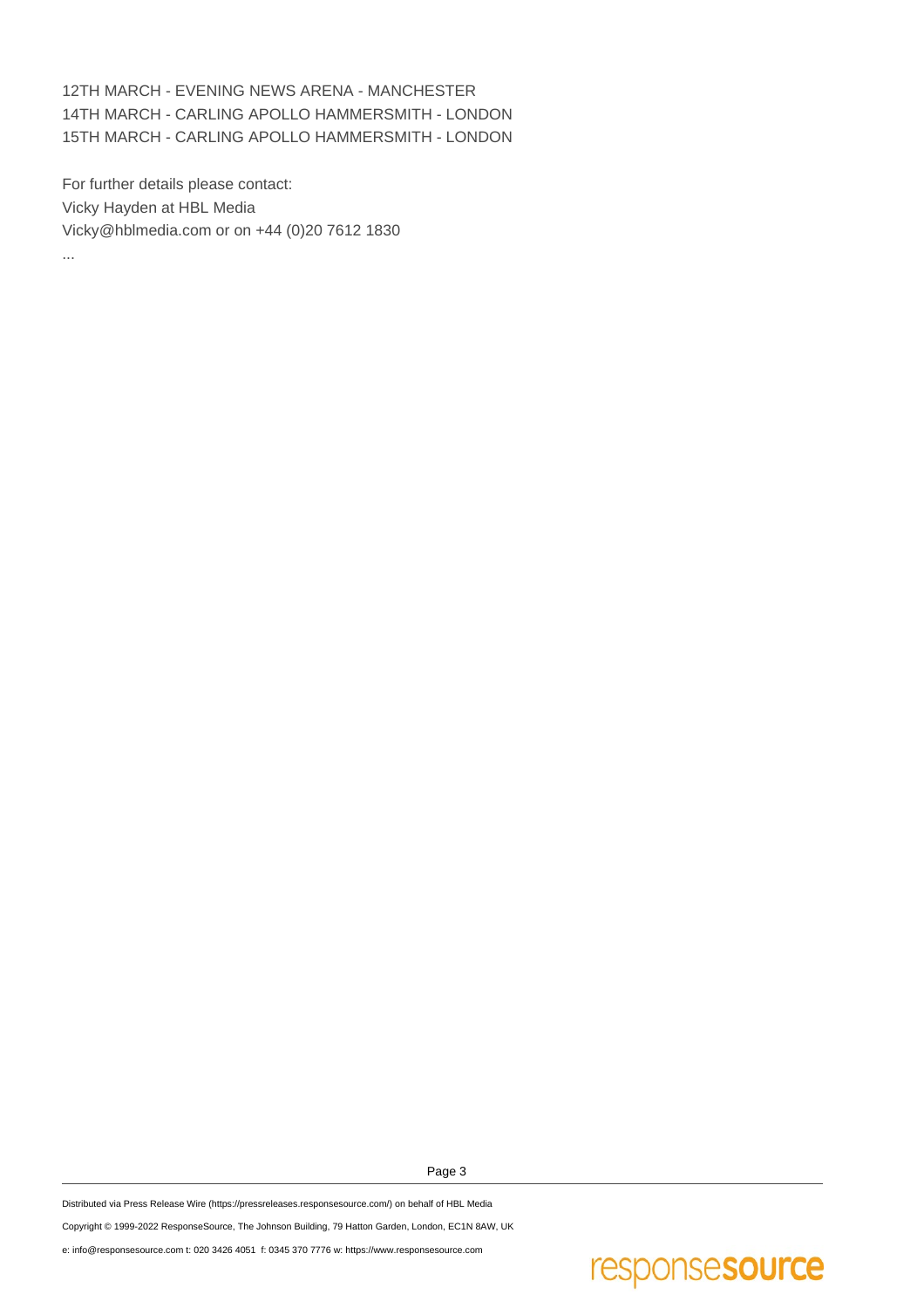12TH MARCH - EVENING NEWS ARENA - MANCHESTER
14TH MARCH - CARLING APOLLO HAMMERSMITH - LONDON
15TH MARCH - CARLING APOLLO HAMMERSMITH - LONDON

For further details please contact:
Vicky Hayden at HBL Media
Vicky@hblmedia.com or on +44 (0)20 7612 1830

...